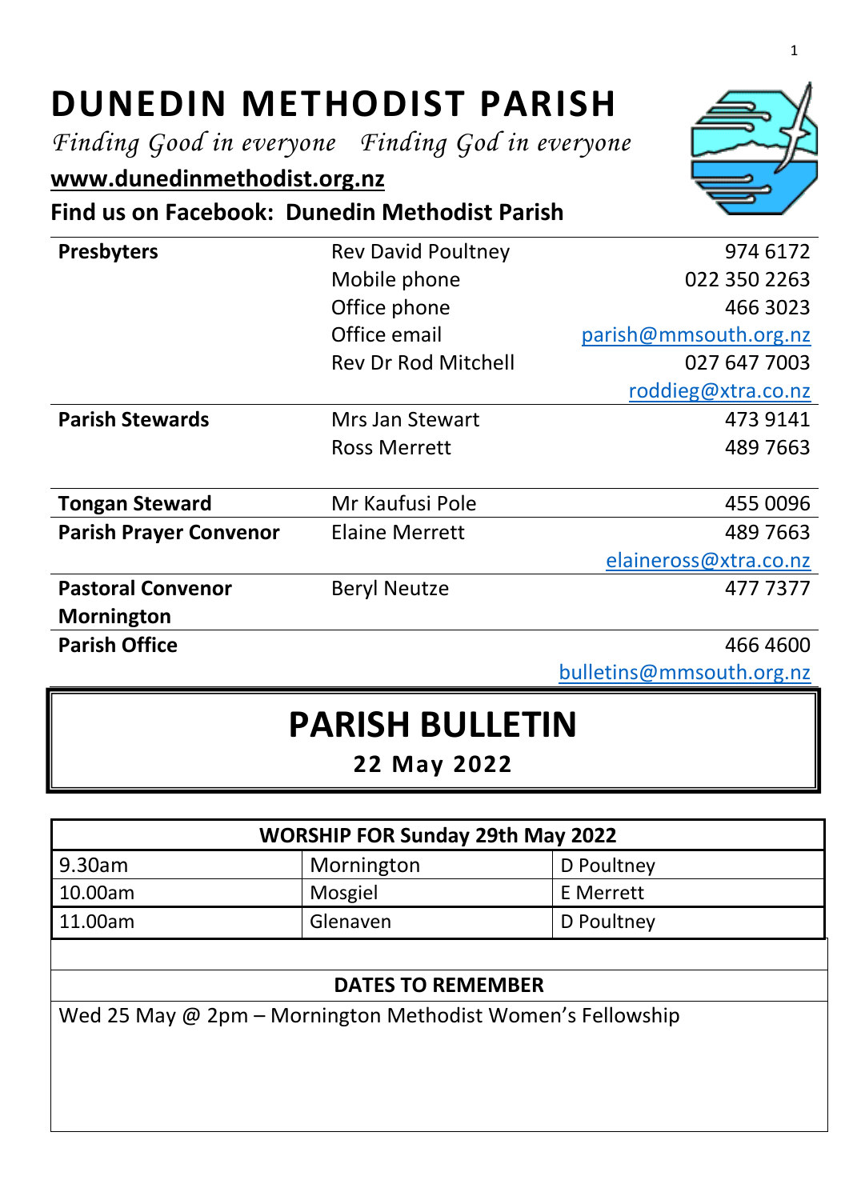# DUNEDIN METHODIST PARISH

*Finding Good in everyone   Finding God in everyone*

**www.dunedinmethodist.org.nz**

**Find us on Facebook: Dunedin Methodist Parish**

| | | |
|---|---|---|
| **Presbyters** | Rev David Poultney | 974 6172 |
| | Mobile phone | 022 350 2263 |
| | Office phone | 466 3023 |
| | Office email | parish@mmsouth.org.nz |
| | Rev Dr Rod Mitchell | 027 647 7003 |
| | | roddieg@xtra.co.nz |
| **Parish Stewards** | Mrs Jan Stewart | 473 9141 |
| | Ross Merrett | 489 7663 |
| **Tongan Steward** | Mr Kaufusi Pole | 455 0096 |
| **Parish Prayer Convenor** | Elaine Merrett | 489 7663 |
| | | elaineross@xtra.co.nz |
| **Pastoral Convenor Mornington** | Beryl Neutze | 477 7377 |
| **Parish Office** | | 466 4600 |
| | | bulletins@mmsouth.org.nz |

# PARISH BULLETIN

**22 May 2022**

| WORSHIP FOR Sunday 29th May 2022 | | |
|---|---|---|
| 9.30am | Mornington | D Poultney |
| 10.00am | Mosgiel | E Merrett |
| 11.00am | Glenaven | D Poultney |

**DATES TO REMEMBER**

Wed 25 May @ 2pm – Mornington Methodist Women's Fellowship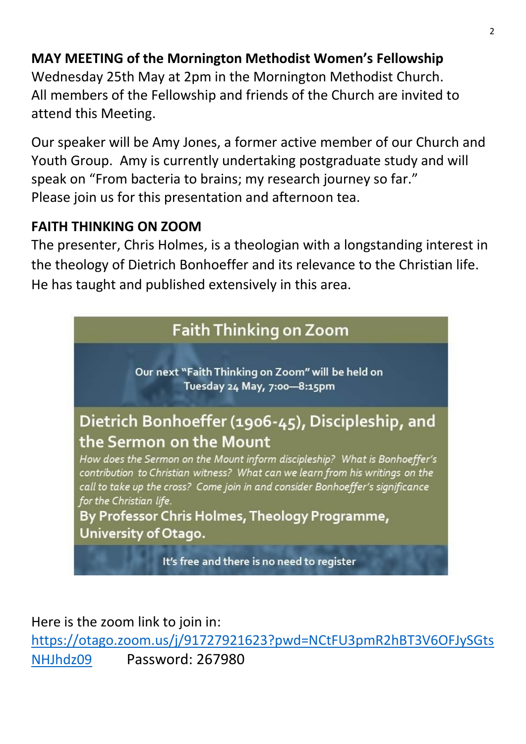**MAY MEETING of the Mornington Methodist Women's Fellowship**
Wednesday 25th May at 2pm in the Mornington Methodist Church.
All members of the Fellowship and friends of the Church are invited to attend this Meeting.

Our speaker will be Amy Jones, a former active member of our Church and Youth Group. Amy is currently undertaking postgraduate study and will speak on "From bacteria to brains; my research journey so far."
Please join us for this presentation and afternoon tea.

**FAITH THINKING ON ZOOM**
The presenter, Chris Holmes, is a theologian with a longstanding interest in the theology of Dietrich Bonhoeffer and its relevance to the Christian life. He has taught and published extensively in this area.

## Faith Thinking on Zoom

Our next "Faith Thinking on Zoom" will be held on Tuesday 24 May, 7:00—8:15pm

### Dietrich Bonhoeffer (1906-45), Discipleship, and the Sermon on the Mount

*How does the Sermon on the Mount inform discipleship? What is Bonhoeffer's contribution to Christian witness? What can we learn from his writings on the call to take up the cross? Come join in and consider Bonhoeffer's significance for the Christian life.*

**By Professor Chris Holmes, Theology Programme, University of Otago.**

It's free and there is no need to register

Here is the zoom link to join in:
https://otago.zoom.us/j/91727921623?pwd=NCtFU3pmR2hBT3V6OFJySGtsNHJhdz09 Password: 267980